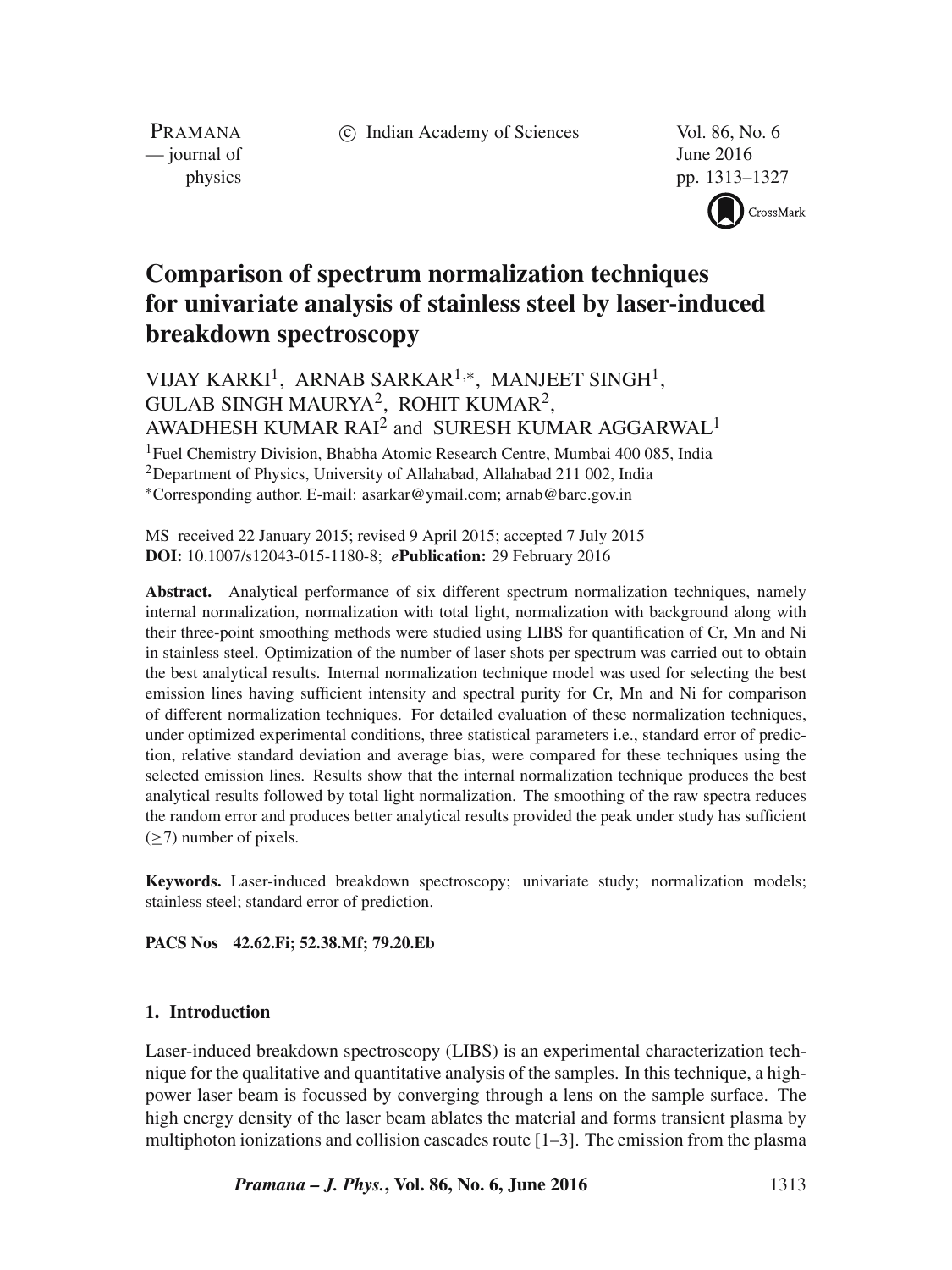# Comparison of spectrum normalization techniques for univariate analysis of stainless steel by laser-induced breakdown spectroscopy

VIJAY KARKI[1], ARNAB SARKAR[1,*], MANJEET SINGH[1], GULAB SINGH MAURYA[2], ROHIT KUMAR[2], AWADHESH KUMAR RAI[2] and SURESH KUMAR AGGARWAL[1]

[1]Fuel Chemistry Division, Bhabha Atomic Research Centre, Mumbai 400 085, India
[2]Department of Physics, University of Allahabad, Allahabad 211 002, India
*Corresponding author. E-mail: asarkar@ymail.com; arnab@barc.gov.in

MS received 22 January 2015; revised 9 April 2015; accepted 7 July 2015
**DOI:** 10.1007/s12043-015-1180-8; ***e*Publication:** 29 February 2016

**Abstract.** Analytical performance of six different spectrum normalization techniques, namely internal normalization, normalization with total light, normalization with background along with their three-point smoothing methods were studied using LIBS for quantification of Cr, Mn and Ni in stainless steel. Optimization of the number of laser shots per spectrum was carried out to obtain the best analytical results. Internal normalization technique model was used for selecting the best emission lines having sufficient intensity and spectral purity for Cr, Mn and Ni for comparison of different normalization techniques. For detailed evaluation of these normalization techniques, under optimized experimental conditions, three statistical parameters i.e., standard error of prediction, relative standard deviation and average bias, were compared for these techniques using the selected emission lines. Results show that the internal normalization technique produces the best analytical results followed by total light normalization. The smoothing of the raw spectra reduces the random error and produces better analytical results provided the peak under study has sufficient ($\geq$7) number of pixels.

**Keywords.** Laser-induced breakdown spectroscopy; univariate study; normalization models; stainless steel; standard error of prediction.

**PACS Nos** 42.62.Fi; 52.38.Mf; 79.20.Eb

## 1. Introduction

Laser-induced breakdown spectroscopy (LIBS) is an experimental characterization technique for the qualitative and quantitative analysis of the samples. In this technique, a high-power laser beam is focussed by converging through a lens on the sample surface. The high energy density of the laser beam ablates the material and forms transient plasma by multiphoton ionizations and collision cascades route [1–3]. The emission from the plasma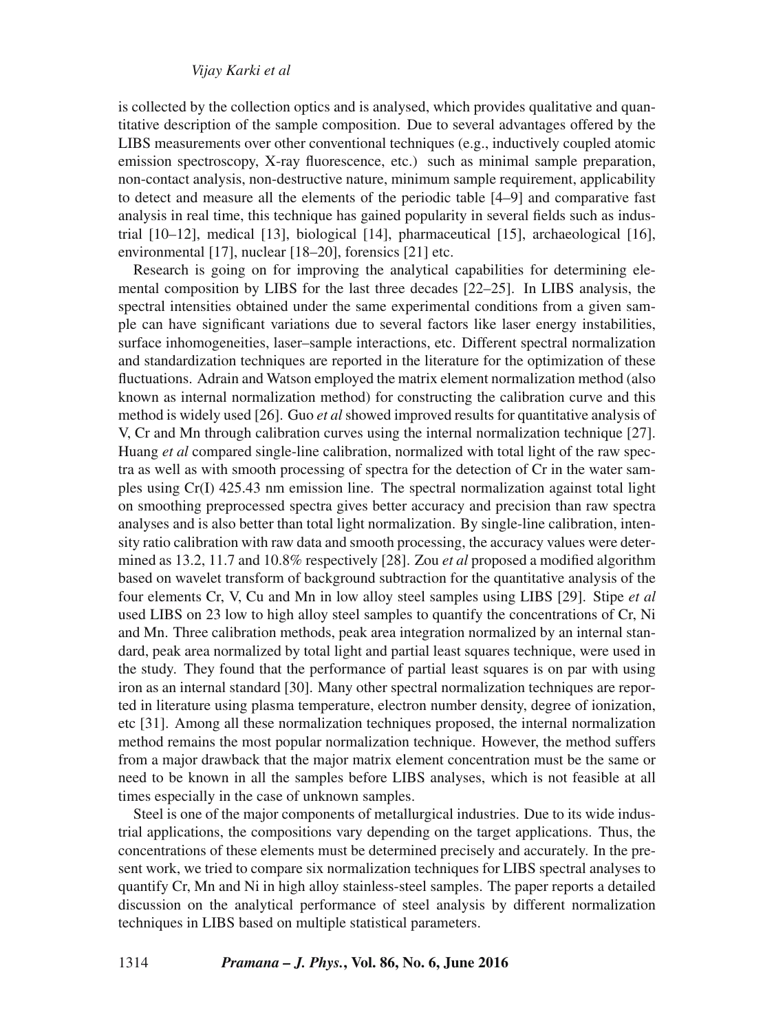is collected by the collection optics and is analysed, which provides qualitative and quantitative description of the sample composition. Due to several advantages offered by the LIBS measurements over other conventional techniques (e.g., inductively coupled atomic emission spectroscopy, X-ray fluorescence, etc.) such as minimal sample preparation, non-contact analysis, non-destructive nature, minimum sample requirement, applicability to detect and measure all the elements of the periodic table [4–9] and comparative fast analysis in real time, this technique has gained popularity in several fields such as industrial [10–12], medical [13], biological [14], pharmaceutical [15], archaeological [16], environmental [17], nuclear [18–20], forensics [21] etc.

Research is going on for improving the analytical capabilities for determining elemental composition by LIBS for the last three decades [22–25]. In LIBS analysis, the spectral intensities obtained under the same experimental conditions from a given sample can have significant variations due to several factors like laser energy instabilities, surface inhomogeneities, laser–sample interactions, etc. Different spectral normalization and standardization techniques are reported in the literature for the optimization of these fluctuations. Adrain and Watson employed the matrix element normalization method (also known as internal normalization method) for constructing the calibration curve and this method is widely used [26]. Guo *et al* showed improved results for quantitative analysis of V, Cr and Mn through calibration curves using the internal normalization technique [27]. Huang *et al* compared single-line calibration, normalized with total light of the raw spectra as well as with smooth processing of spectra for the detection of Cr in the water samples using Cr(I) 425.43 nm emission line. The spectral normalization against total light on smoothing preprocessed spectra gives better accuracy and precision than raw spectra analyses and is also better than total light normalization. By single-line calibration, intensity ratio calibration with raw data and smooth processing, the accuracy values were determined as 13.2, 11.7 and 10.8% respectively [28]. Zou *et al* proposed a modified algorithm based on wavelet transform of background subtraction for the quantitative analysis of the four elements Cr, V, Cu and Mn in low alloy steel samples using LIBS [29]. Stipe *et al* used LIBS on 23 low to high alloy steel samples to quantify the concentrations of Cr, Ni and Mn. Three calibration methods, peak area integration normalized by an internal standard, peak area normalized by total light and partial least squares technique, were used in the study. They found that the performance of partial least squares is on par with using iron as an internal standard [30]. Many other spectral normalization techniques are reported in literature using plasma temperature, electron number density, degree of ionization, etc [31]. Among all these normalization techniques proposed, the internal normalization method remains the most popular normalization technique. However, the method suffers from a major drawback that the major matrix element concentration must be the same or need to be known in all the samples before LIBS analyses, which is not feasible at all times especially in the case of unknown samples.

Steel is one of the major components of metallurgical industries. Due to its wide industrial applications, the compositions vary depending on the target applications. Thus, the concentrations of these elements must be determined precisely and accurately. In the present work, we tried to compare six normalization techniques for LIBS spectral analyses to quantify Cr, Mn and Ni in high alloy stainless-steel samples. The paper reports a detailed discussion on the analytical performance of steel analysis by different normalization techniques in LIBS based on multiple statistical parameters.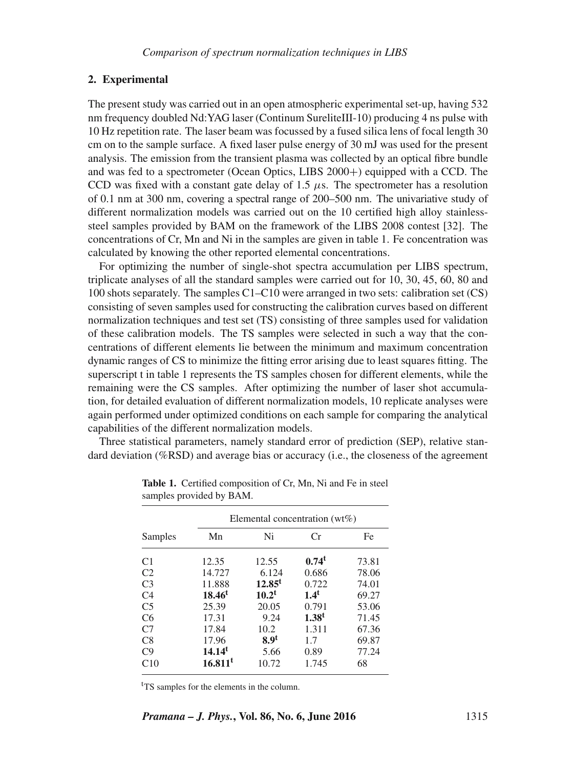## 2. Experimental

The present study was carried out in an open atmospheric experimental set-up, having 532 nm frequency doubled Nd:YAG laser (Continum SureliteIII-10) producing 4 ns pulse with 10 Hz repetition rate. The laser beam was focussed by a fused silica lens of focal length 30 cm on to the sample surface. A fixed laser pulse energy of 30 mJ was used for the present analysis. The emission from the transient plasma was collected by an optical fibre bundle and was fed to a spectrometer (Ocean Optics, LIBS 2000+) equipped with a CCD. The CCD was fixed with a constant gate delay of 1.5 $\mu$s. The spectrometer has a resolution of 0.1 nm at 300 nm, covering a spectral range of 200–500 nm. The univariative study of different normalization models was carried out on the 10 certified high alloy stainless-steel samples provided by BAM on the framework of the LIBS 2008 contest [32]. The concentrations of Cr, Mn and Ni in the samples are given in table 1. Fe concentration was calculated by knowing the other reported elemental concentrations.

For optimizing the number of single-shot spectra accumulation per LIBS spectrum, triplicate analyses of all the standard samples were carried out for 10, 30, 45, 60, 80 and 100 shots separately. The samples C1–C10 were arranged in two sets: calibration set (CS) consisting of seven samples used for constructing the calibration curves based on different normalization techniques and test set (TS) consisting of three samples used for validation of these calibration models. The TS samples were selected in such a way that the concentrations of different elements lie between the minimum and maximum concentration dynamic ranges of CS to minimize the fitting error arising due to least squares fitting. The superscript t in table 1 represents the TS samples chosen for different elements, while the remaining were the CS samples. After optimizing the number of laser shot accumulation, for detailed evaluation of different normalization models, 10 replicate analyses were again performed under optimized conditions on each sample for comparing the analytical capabilities of the different normalization models.

Three statistical parameters, namely standard error of prediction (SEP), relative standard deviation (%RSD) and average bias or accuracy (i.e., the closeness of the agreement

**Table 1.** Certified composition of Cr, Mn, Ni and Fe in steel samples provided by BAM.

| Samples | Elemental concentration (wt%) | | | |
|---|---|---|---|---|
| | Mn | Ni | Cr | Fe |
| C1 | 12.35 | 12.55 | **0.74**[t] | 73.81 |
| C2 | 14.727 | 6.124 | 0.686 | 78.06 |
| C3 | 11.888 | **12.85**[t] | 0.722 | 74.01 |
| C4 | **18.46**[t] | **10.2**[t] | **1.4**[t] | 69.27 |
| C5 | 25.39 | 20.05 | 0.791 | 53.06 |
| C6 | 17.31 | 9.24 | **1.38**[t] | 71.45 |
| C7 | 17.84 | 10.2 | 1.311 | 67.36 |
| C8 | 17.96 | **8.9**[t] | 1.7 | 69.87 |
| C9 | **14.14**[t] | 5.66 | 0.89 | 77.24 |
| C10 | **16.811**[t] | 10.72 | 1.745 | 68 |

[t]TS samples for the elements in the column.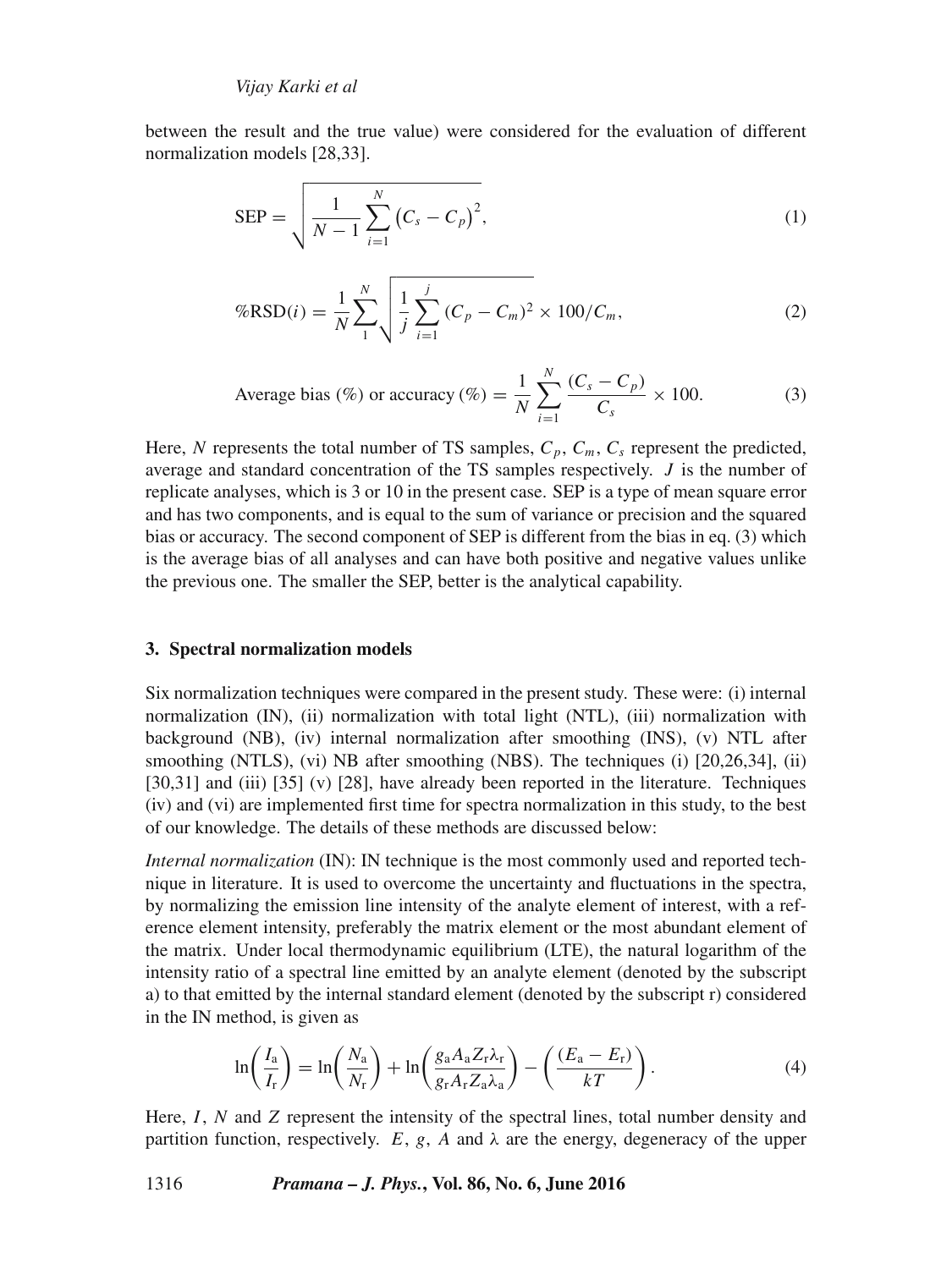between the result and the true value) were considered for the evaluation of different normalization models [28,33].

$$\text{SEP} = \sqrt{\frac{1}{N-1}\sum_{i=1}^{N}\left(C_s - C_p\right)^2}, \tag{1}$$

$$\%\text{RSD}(i) = \frac{1}{N}\sum_{1}^{N}\sqrt{\frac{1}{j}\sum_{i=1}^{j}(C_p - C_m)^2} \times 100/C_m, \tag{2}$$

$$\text{Average bias (\%) or accuracy (\%)} = \frac{1}{N}\sum_{i=1}^{N}\frac{(C_s - C_p)}{C_s} \times 100. \tag{3}$$

Here, $N$ represents the total number of TS samples, $C_p$, $C_m$, $C_s$ represent the predicted, average and standard concentration of the TS samples respectively. $J$ is the number of replicate analyses, which is 3 or 10 in the present case. SEP is a type of mean square error and has two components, and is equal to the sum of variance or precision and the squared bias or accuracy. The second component of SEP is different from the bias in eq. (3) which is the average bias of all analyses and can have both positive and negative values unlike the previous one. The smaller the SEP, better is the analytical capability.

## 3. Spectral normalization models

Six normalization techniques were compared in the present study. These were: (i) internal normalization (IN), (ii) normalization with total light (NTL), (iii) normalization with background (NB), (iv) internal normalization after smoothing (INS), (v) NTL after smoothing (NTLS), (vi) NB after smoothing (NBS). The techniques (i) [20,26,34], (ii) [30,31] and (iii) [35] (v) [28], have already been reported in the literature. Techniques (iv) and (vi) are implemented first time for spectra normalization in this study, to the best of our knowledge. The details of these methods are discussed below:

*Internal normalization* (IN): IN technique is the most commonly used and reported technique in literature. It is used to overcome the uncertainty and fluctuations in the spectra, by normalizing the emission line intensity of the analyte element of interest, with a reference element intensity, preferably the matrix element or the most abundant element of the matrix. Under local thermodynamic equilibrium (LTE), the natural logarithm of the intensity ratio of a spectral line emitted by an analyte element (denoted by the subscript a) to that emitted by the internal standard element (denoted by the subscript r) considered in the IN method, is given as

$$\ln\left(\frac{I_\text{a}}{I_\text{r}}\right) = \ln\left(\frac{N_\text{a}}{N_\text{r}}\right) + \ln\left(\frac{g_\text{a}A_\text{a}Z_\text{r}\lambda_\text{r}}{g_\text{r}A_\text{r}Z_\text{a}\lambda_\text{a}}\right) - \left(\frac{(E_\text{a} - E_\text{r})}{kT}\right). \tag{4}$$

Here, $I$, $N$ and $Z$ represent the intensity of the spectral lines, total number density and partition function, respectively. $E$, $g$, $A$ and $\lambda$ are the energy, degeneracy of the upper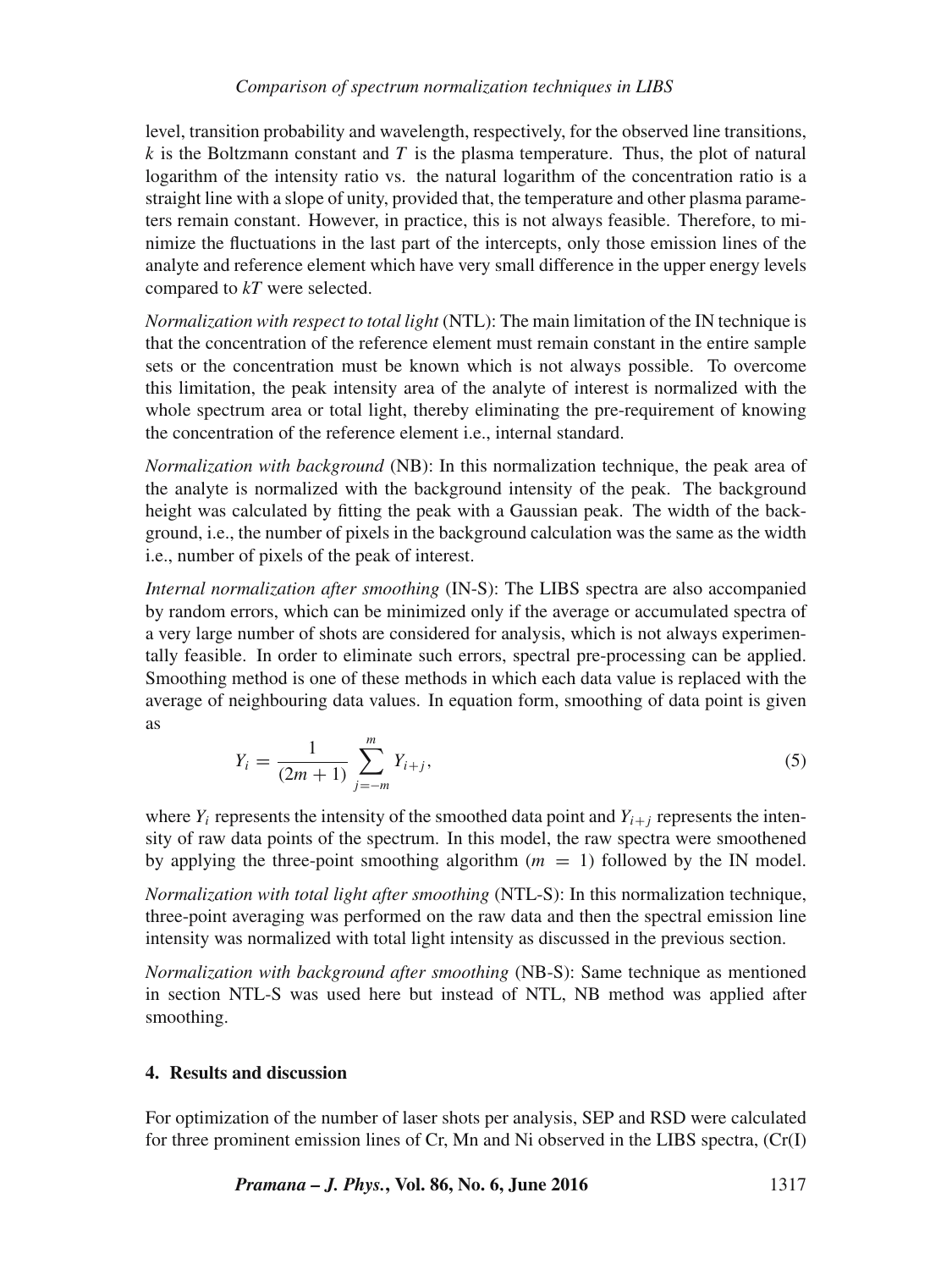level, transition probability and wavelength, respectively, for the observed line transitions, $k$ is the Boltzmann constant and $T$ is the plasma temperature. Thus, the plot of natural logarithm of the intensity ratio vs. the natural logarithm of the concentration ratio is a straight line with a slope of unity, provided that, the temperature and other plasma parameters remain constant. However, in practice, this is not always feasible. Therefore, to minimize the fluctuations in the last part of the intercepts, only those emission lines of the analyte and reference element which have very small difference in the upper energy levels compared to $kT$ were selected.

*Normalization with respect to total light* (NTL): The main limitation of the IN technique is that the concentration of the reference element must remain constant in the entire sample sets or the concentration must be known which is not always possible. To overcome this limitation, the peak intensity area of the analyte of interest is normalized with the whole spectrum area or total light, thereby eliminating the pre-requirement of knowing the concentration of the reference element i.e., internal standard.

*Normalization with background* (NB): In this normalization technique, the peak area of the analyte is normalized with the background intensity of the peak. The background height was calculated by fitting the peak with a Gaussian peak. The width of the background, i.e., the number of pixels in the background calculation was the same as the width i.e., number of pixels of the peak of interest.

*Internal normalization after smoothing* (IN-S): The LIBS spectra are also accompanied by random errors, which can be minimized only if the average or accumulated spectra of a very large number of shots are considered for analysis, which is not always experimentally feasible. In order to eliminate such errors, spectral pre-processing can be applied. Smoothing method is one of these methods in which each data value is replaced with the average of neighbouring data values. In equation form, smoothing of data point is given as

$$Y_i = \frac{1}{(2m+1)} \sum_{j=-m}^{m} Y_{i+j}, \tag{5}$$

where $Y_i$ represents the intensity of the smoothed data point and $Y_{i+j}$ represents the intensity of raw data points of the spectrum. In this model, the raw spectra were smoothened by applying the three-point smoothing algorithm ($m = 1$) followed by the IN model.

*Normalization with total light after smoothing* (NTL-S): In this normalization technique, three-point averaging was performed on the raw data and then the spectral emission line intensity was normalized with total light intensity as discussed in the previous section.

*Normalization with background after smoothing* (NB-S): Same technique as mentioned in section NTL-S was used here but instead of NTL, NB method was applied after smoothing.

## 4. Results and discussion

For optimization of the number of laser shots per analysis, SEP and RSD were calculated for three prominent emission lines of Cr, Mn and Ni observed in the LIBS spectra, (Cr(I)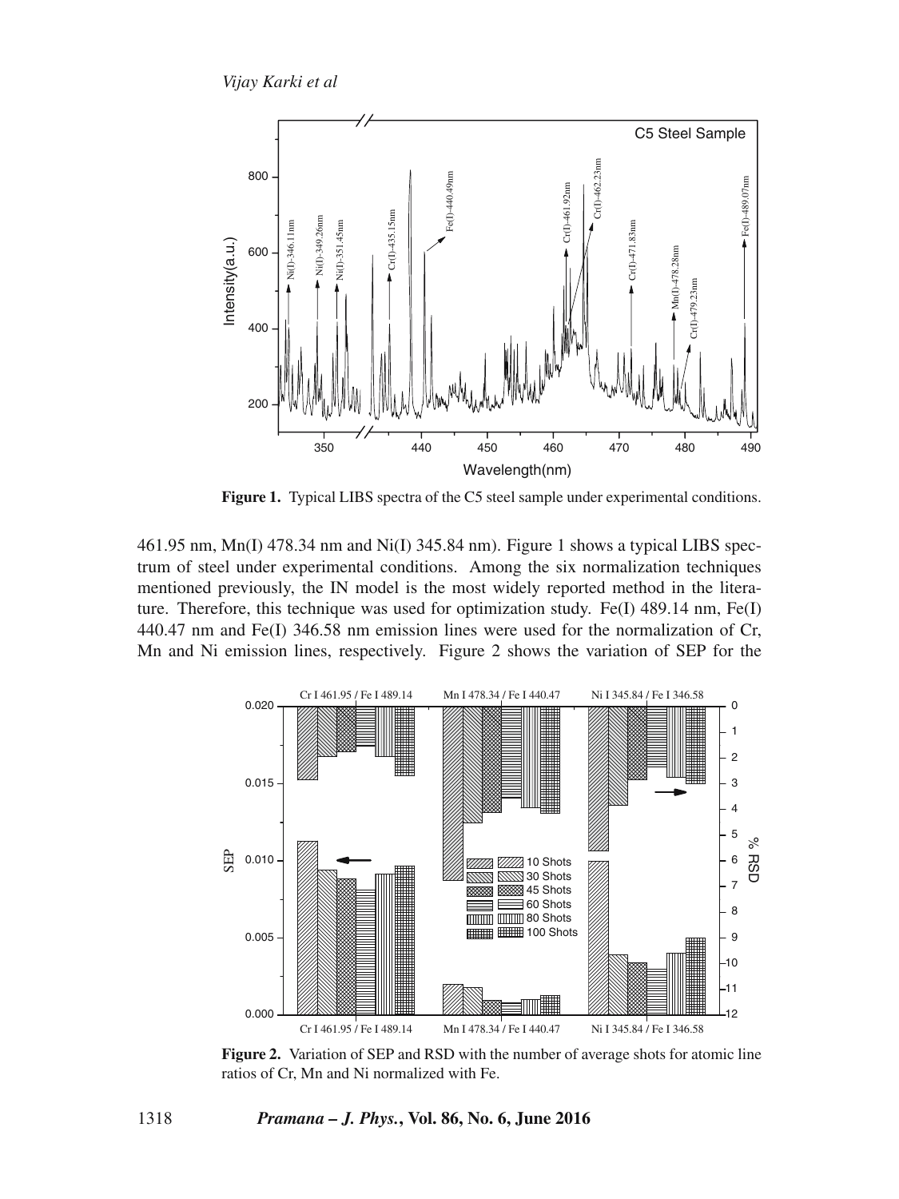**Figure 1.** Typical LIBS spectra of the C5 steel sample under experimental conditions.

461.95 nm, Mn(I) 478.34 nm and Ni(I) 345.84 nm). Figure 1 shows a typical LIBS spectrum of steel under experimental conditions. Among the six normalization techniques mentioned previously, the IN model is the most widely reported method in the literature. Therefore, this technique was used for optimization study. Fe(I) 489.14 nm, Fe(I) 440.47 nm and Fe(I) 346.58 nm emission lines were used for the normalization of Cr, Mn and Ni emission lines, respectively. Figure 2 shows the variation of SEP for the

**Figure 2.** Variation of SEP and RSD with the number of average shots for atomic line ratios of Cr, Mn and Ni normalized with Fe.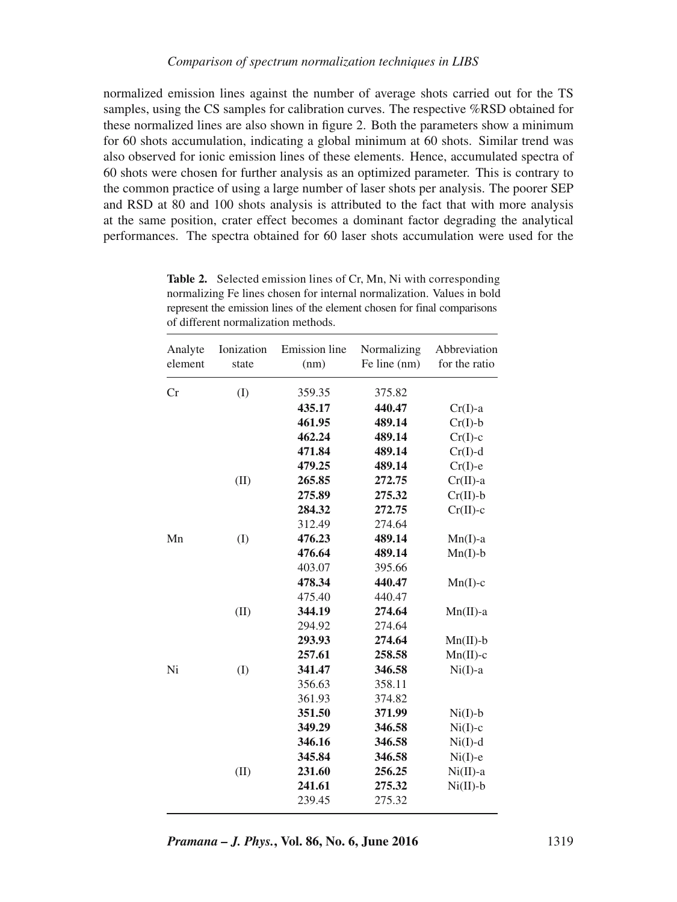normalized emission lines against the number of average shots carried out for the TS samples, using the CS samples for calibration curves. The respective %RSD obtained for these normalized lines are also shown in figure 2. Both the parameters show a minimum for 60 shots accumulation, indicating a global minimum at 60 shots. Similar trend was also observed for ionic emission lines of these elements. Hence, accumulated spectra of 60 shots were chosen for further analysis as an optimized parameter. This is contrary to the common practice of using a large number of laser shots per analysis. The poorer SEP and RSD at 80 and 100 shots analysis is attributed to the fact that with more analysis at the same position, crater effect becomes a dominant factor degrading the analytical performances. The spectra obtained for 60 laser shots accumulation were used for the

**Table 2.** Selected emission lines of Cr, Mn, Ni with corresponding normalizing Fe lines chosen for internal normalization. Values in bold represent the emission lines of the element chosen for final comparisons of different normalization methods.

| Analyte element | Ionization state | Emission line (nm) | Normalizing Fe line (nm) | Abbreviation for the ratio |
|---|---|---|---|---|
| Cr | (I) | 359.35 | 375.82 | |
| | | **435.17** | **440.47** | Cr(I)-a |
| | | **461.95** | **489.14** | Cr(I)-b |
| | | **462.24** | **489.14** | Cr(I)-c |
| | | **471.84** | **489.14** | Cr(I)-d |
| | | **479.25** | **489.14** | Cr(I)-e |
| | (II) | **265.85** | **272.75** | Cr(II)-a |
| | | **275.89** | **275.32** | Cr(II)-b |
| | | **284.32** | **272.75** | Cr(II)-c |
| | | 312.49 | 274.64 | |
| Mn | (I) | **476.23** | **489.14** | Mn(I)-a |
| | | **476.64** | **489.14** | Mn(I)-b |
| | | 403.07 | 395.66 | |
| | | **478.34** | **440.47** | Mn(I)-c |
| | | 475.40 | 440.47 | |
| | (II) | **344.19** | **274.64** | Mn(II)-a |
| | | 294.92 | 274.64 | |
| | | **293.93** | **274.64** | Mn(II)-b |
| | | **257.61** | **258.58** | Mn(II)-c |
| Ni | (I) | **341.47** | **346.58** | Ni(I)-a |
| | | 356.63 | 358.11 | |
| | | 361.93 | 374.82 | |
| | | **351.50** | **371.99** | Ni(I)-b |
| | | **349.29** | **346.58** | Ni(I)-c |
| | | **346.16** | **346.58** | Ni(I)-d |
| | | **345.84** | **346.58** | Ni(I)-e |
| | (II) | **231.60** | **256.25** | Ni(II)-a |
| | | **241.61** | **275.32** | Ni(II)-b |
| | | 239.45 | 275.32 | |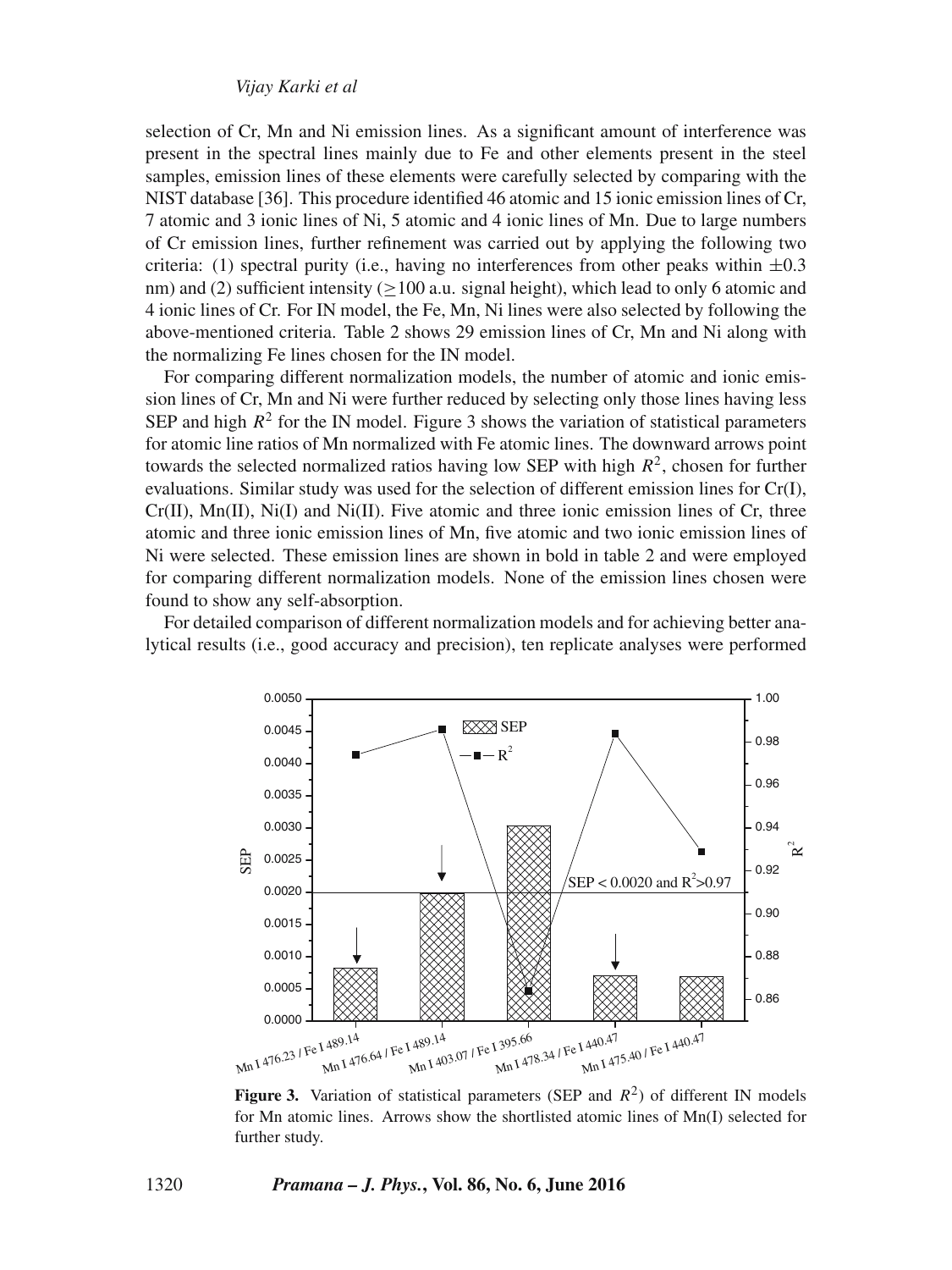selection of Cr, Mn and Ni emission lines. As a significant amount of interference was present in the spectral lines mainly due to Fe and other elements present in the steel samples, emission lines of these elements were carefully selected by comparing with the NIST database [36]. This procedure identified 46 atomic and 15 ionic emission lines of Cr, 7 atomic and 3 ionic lines of Ni, 5 atomic and 4 ionic lines of Mn. Due to large numbers of Cr emission lines, further refinement was carried out by applying the following two criteria: (1) spectral purity (i.e., having no interferences from other peaks within $\pm 0.3$ nm) and (2) sufficient intensity ($\geq 100$ a.u. signal height), which lead to only 6 atomic and 4 ionic lines of Cr. For IN model, the Fe, Mn, Ni lines were also selected by following the above-mentioned criteria. Table 2 shows 29 emission lines of Cr, Mn and Ni along with the normalizing Fe lines chosen for the IN model.

For comparing different normalization models, the number of atomic and ionic emission lines of Cr, Mn and Ni were further reduced by selecting only those lines having less SEP and high $R^2$ for the IN model. Figure 3 shows the variation of statistical parameters for atomic line ratios of Mn normalized with Fe atomic lines. The downward arrows point towards the selected normalized ratios having low SEP with high $R^2$, chosen for further evaluations. Similar study was used for the selection of different emission lines for Cr(I), Cr(II), Mn(II), Ni(I) and Ni(II). Five atomic and three ionic emission lines of Cr, three atomic and three ionic emission lines of Mn, five atomic and two ionic emission lines of Ni were selected. These emission lines are shown in bold in table 2 and were employed for comparing different normalization models. None of the emission lines chosen were found to show any self-absorption.

For detailed comparison of different normalization models and for achieving better analytical results (i.e., good accuracy and precision), ten replicate analyses were performed

**Figure 3.** Variation of statistical parameters (SEP and $R^2$) of different IN models for Mn atomic lines. Arrows show the shortlisted atomic lines of Mn(I) selected for further study.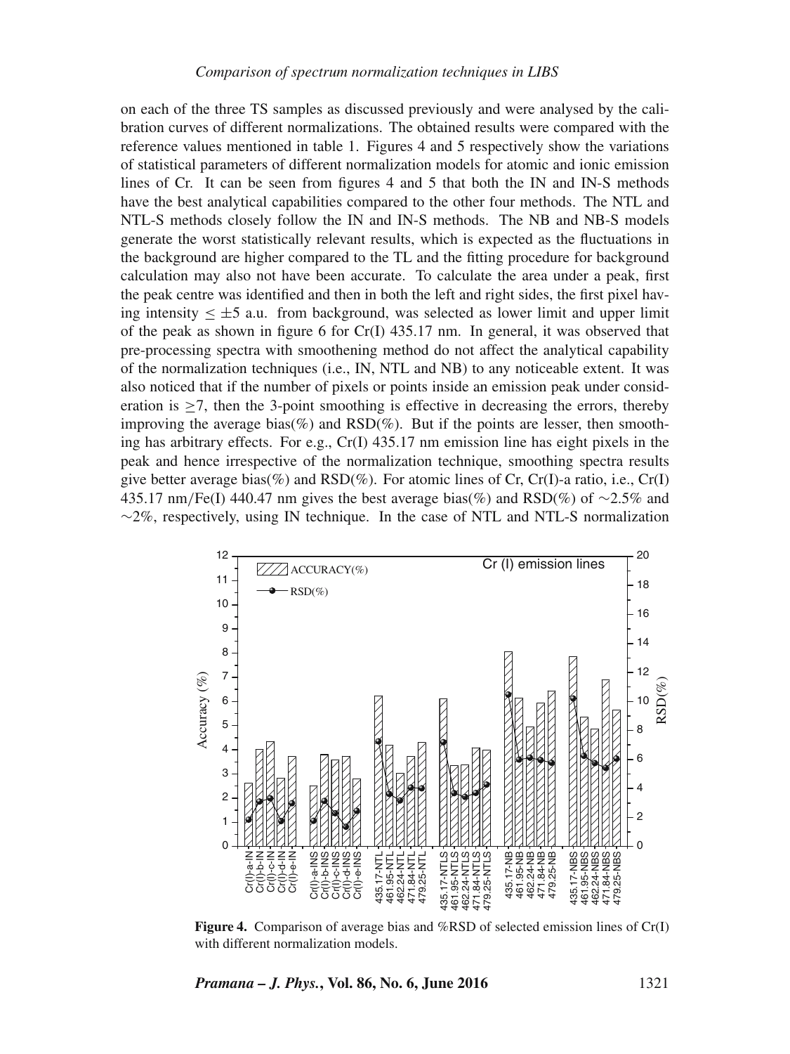on each of the three TS samples as discussed previously and were analysed by the calibration curves of different normalizations. The obtained results were compared with the reference values mentioned in table 1. Figures 4 and 5 respectively show the variations of statistical parameters of different normalization models for atomic and ionic emission lines of Cr. It can be seen from figures 4 and 5 that both the IN and IN-S methods have the best analytical capabilities compared to the other four methods. The NTL and NTL-S methods closely follow the IN and IN-S methods. The NB and NB-S models generate the worst statistically relevant results, which is expected as the fluctuations in the background are higher compared to the TL and the fitting procedure for background calculation may also not have been accurate. To calculate the area under a peak, first the peak centre was identified and then in both the left and right sides, the first pixel having intensity $\leq \pm 5$ a.u. from background, was selected as lower limit and upper limit of the peak as shown in figure 6 for Cr(I) 435.17 nm. In general, it was observed that pre-processing spectra with smoothening method do not affect the analytical capability of the normalization techniques (i.e., IN, NTL and NB) to any noticeable extent. It was also noticed that if the number of pixels or points inside an emission peak under consideration is $\geq 7$, then the 3-point smoothing is effective in decreasing the errors, thereby improving the average bias(%) and RSD(%). But if the points are lesser, then smoothing has arbitrary effects. For e.g., Cr(I) 435.17 nm emission line has eight pixels in the peak and hence irrespective of the normalization technique, smoothing spectra results give better average bias(%) and RSD(%). For atomic lines of Cr, Cr(I)-a ratio, i.e., Cr(I) 435.17 nm/Fe(I) 440.47 nm gives the best average bias(%) and RSD(%) of $\sim$2.5% and $\sim$2%, respectively, using IN technique. In the case of NTL and NTL-S normalization

**Figure 4.** Comparison of average bias and %RSD of selected emission lines of Cr(I) with different normalization models.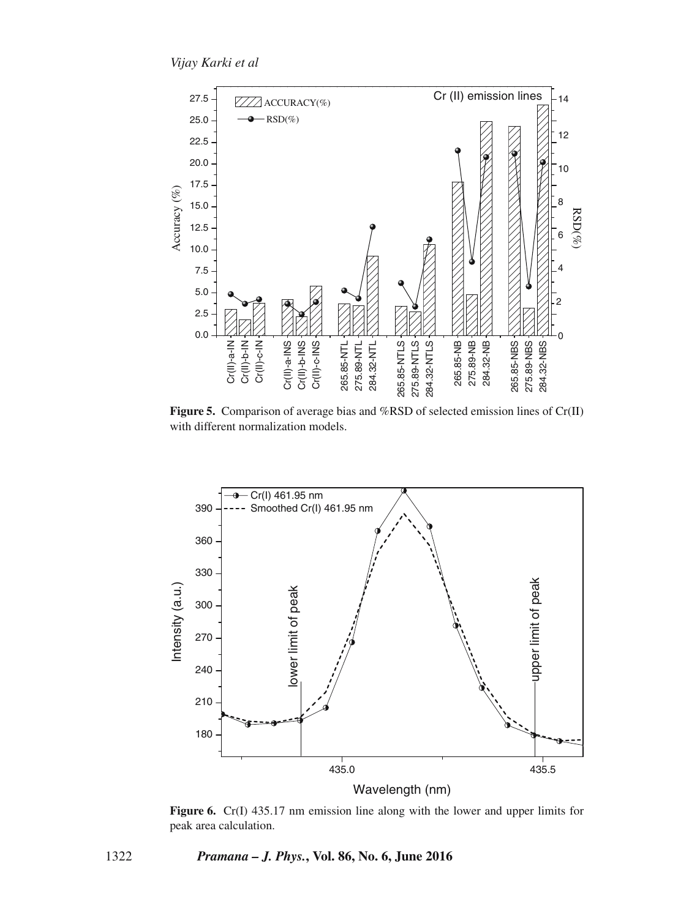**Figure 5.** Comparison of average bias and %RSD of selected emission lines of Cr(II) with different normalization models.

**Figure 6.** Cr(I) 435.17 nm emission line along with the lower and upper limits for peak area calculation.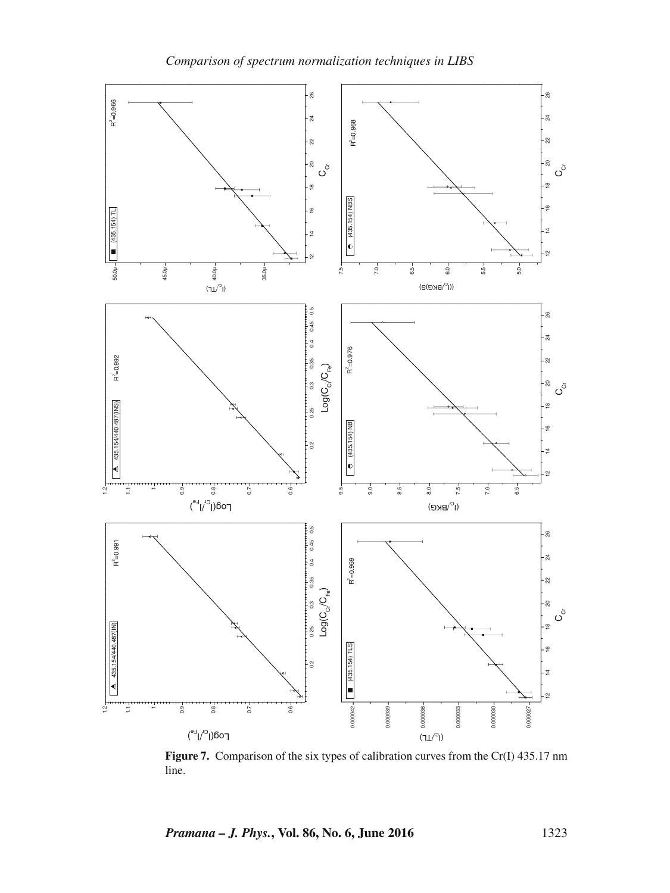**Figure 7.** Comparison of the six types of calibration curves from the Cr(I) 435.17 nm line.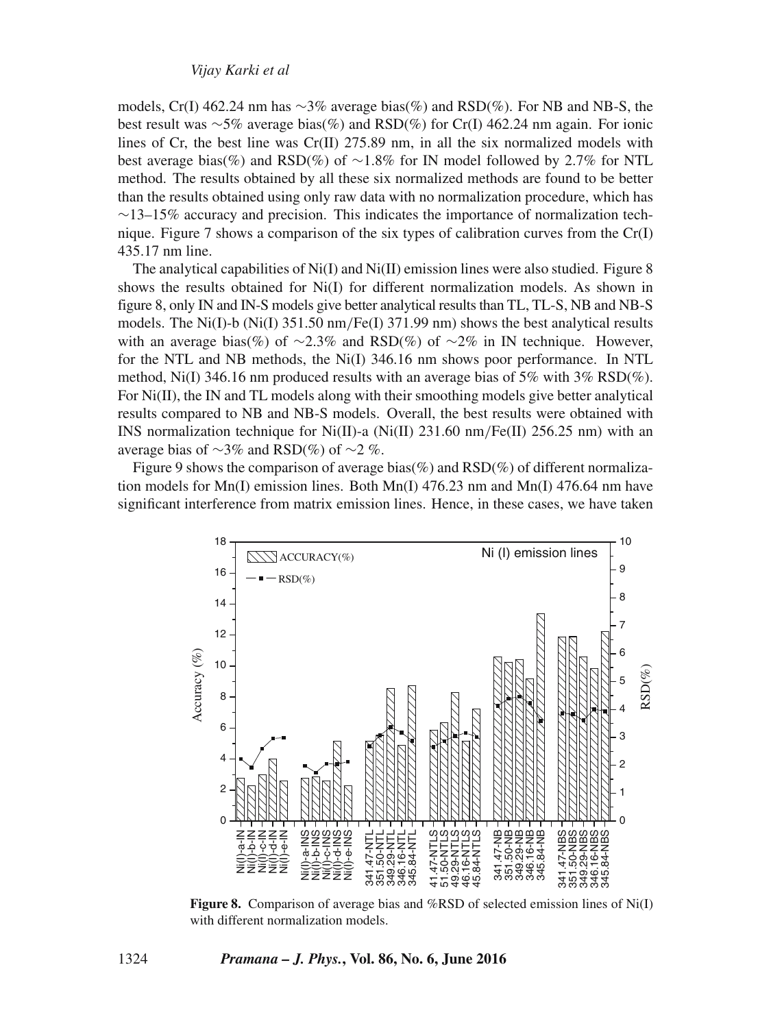models, Cr(I) 462.24 nm has ∼3% average bias(%) and RSD(%). For NB and NB-S, the best result was ∼5% average bias(%) and RSD(%) for Cr(I) 462.24 nm again. For ionic lines of Cr, the best line was Cr(II) 275.89 nm, in all the six normalized models with best average bias(%) and RSD(%) of ∼1.8% for IN model followed by 2.7% for NTL method. The results obtained by all these six normalized methods are found to be better than the results obtained using only raw data with no normalization procedure, which has ∼13–15% accuracy and precision. This indicates the importance of normalization technique. Figure 7 shows a comparison of the six types of calibration curves from the Cr(I) 435.17 nm line.

The analytical capabilities of Ni(I) and Ni(II) emission lines were also studied. Figure 8 shows the results obtained for Ni(I) for different normalization models. As shown in figure 8, only IN and IN-S models give better analytical results than TL, TL-S, NB and NB-S models. The Ni(I)-b (Ni(I) 351.50 nm/Fe(I) 371.99 nm) shows the best analytical results with an average bias(%) of ∼2.3% and RSD(%) of ∼2% in IN technique. However, for the NTL and NB methods, the Ni(I) 346.16 nm shows poor performance. In NTL method, Ni(I) 346.16 nm produced results with an average bias of 5% with 3% RSD(%). For Ni(II), the IN and TL models along with their smoothing models give better analytical results compared to NB and NB-S models. Overall, the best results were obtained with INS normalization technique for Ni(II)-a (Ni(II) 231.60 nm/Fe(II) 256.25 nm) with an average bias of ∼3% and RSD(%) of ∼2 %.

Figure 9 shows the comparison of average bias(%) and RSD(%) of different normalization models for Mn(I) emission lines. Both Mn(I) 476.23 nm and Mn(I) 476.64 nm have significant interference from matrix emission lines. Hence, in these cases, we have taken

**Figure 8.** Comparison of average bias and %RSD of selected emission lines of Ni(I) with different normalization models.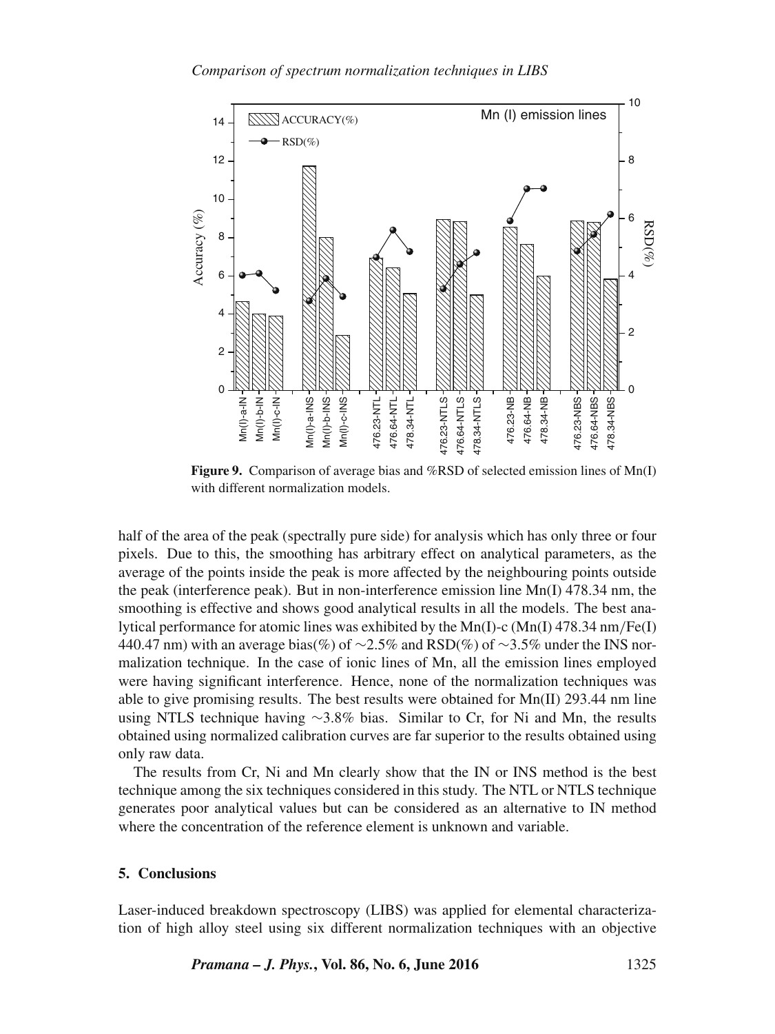**Figure 9.** Comparison of average bias and %RSD of selected emission lines of Mn(I) with different normalization models.

half of the area of the peak (spectrally pure side) for analysis which has only three or four pixels. Due to this, the smoothing has arbitrary effect on analytical parameters, as the average of the points inside the peak is more affected by the neighbouring points outside the peak (interference peak). But in non-interference emission line Mn(I) 478.34 nm, the smoothing is effective and shows good analytical results in all the models. The best analytical performance for atomic lines was exhibited by the Mn(I)-c (Mn(I) 478.34 nm/Fe(I) 440.47 nm) with an average bias(%) of ∼2.5% and RSD(%) of ∼3.5% under the INS normalization technique. In the case of ionic lines of Mn, all the emission lines employed were having significant interference. Hence, none of the normalization techniques was able to give promising results. The best results were obtained for Mn(II) 293.44 nm line using NTLS technique having ∼3.8% bias. Similar to Cr, for Ni and Mn, the results obtained using normalized calibration curves are far superior to the results obtained using only raw data.

The results from Cr, Ni and Mn clearly show that the IN or INS method is the best technique among the six techniques considered in this study. The NTL or NTLS technique generates poor analytical values but can be considered as an alternative to IN method where the concentration of the reference element is unknown and variable.

## 5. Conclusions

Laser-induced breakdown spectroscopy (LIBS) was applied for elemental characterization of high alloy steel using six different normalization techniques with an objective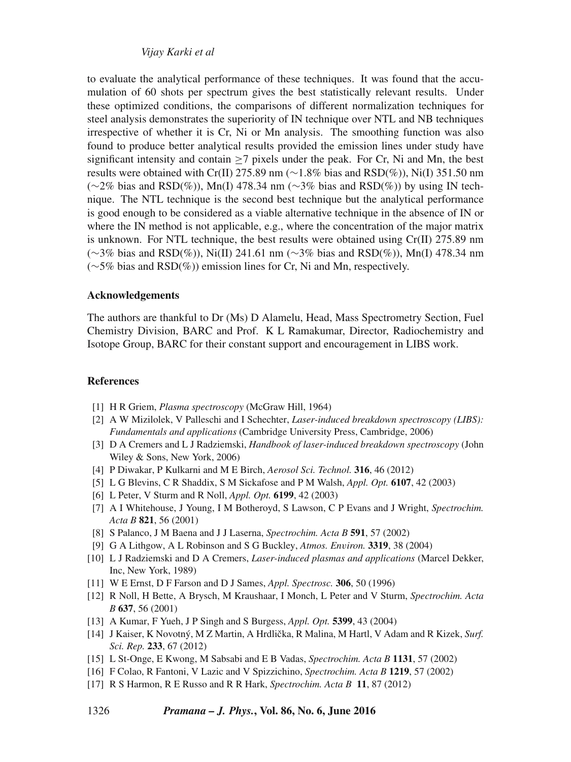to evaluate the analytical performance of these techniques. It was found that the accumulation of 60 shots per spectrum gives the best statistically relevant results. Under these optimized conditions, the comparisons of different normalization techniques for steel analysis demonstrates the superiority of IN technique over NTL and NB techniques irrespective of whether it is Cr, Ni or Mn analysis. The smoothing function was also found to produce better analytical results provided the emission lines under study have significant intensity and contain $\geq 7$ pixels under the peak. For Cr, Ni and Mn, the best results were obtained with Cr(II) 275.89 nm ($\sim$1.8% bias and RSD(%)), Ni(I) 351.50 nm ($\sim$2% bias and RSD(%)), Mn(I) 478.34 nm ($\sim$3% bias and RSD(%)) by using IN technique. The NTL technique is the second best technique but the analytical performance is good enough to be considered as a viable alternative technique in the absence of IN or where the IN method is not applicable, e.g., where the concentration of the major matrix is unknown. For NTL technique, the best results were obtained using Cr(II) 275.89 nm ($\sim$3% bias and RSD(%)), Ni(II) 241.61 nm ($\sim$3% bias and RSD(%)), Mn(I) 478.34 nm ($\sim$5% bias and RSD(%)) emission lines for Cr, Ni and Mn, respectively.

## Acknowledgements

The authors are thankful to Dr (Ms) D Alamelu, Head, Mass Spectrometry Section, Fuel Chemistry Division, BARC and Prof. K L Ramakumar, Director, Radiochemistry and Isotope Group, BARC for their constant support and encouragement in LIBS work.

## References

[1] H R Griem, *Plasma spectroscopy* (McGraw Hill, 1964)

[2] A W Mizilolek, V Palleschi and I Schechter, *Laser-induced breakdown spectroscopy (LIBS): Fundamentals and applications* (Cambridge University Press, Cambridge, 2006)

[3] D A Cremers and L J Radziemski, *Handbook of laser-induced breakdown spectroscopy* (John Wiley & Sons, New York, 2006)

[4] P Diwakar, P Kulkarni and M E Birch, *Aerosol Sci. Technol.* **316**, 46 (2012)

[5] L G Blevins, C R Shaddix, S M Sickafose and P M Walsh, *Appl. Opt.* **6107**, 42 (2003)

[6] L Peter, V Sturm and R Noll, *Appl. Opt.* **6199**, 42 (2003)

[7] A I Whitehouse, J Young, I M Botheroyd, S Lawson, C P Evans and J Wright, *Spectrochim. Acta B* **821**, 56 (2001)

[8] S Palanco, J M Baena and J J Laserna, *Spectrochim. Acta B* **591**, 57 (2002)

[9] G A Lithgow, A L Robinson and S G Buckley, *Atmos. Environ.* **3319**, 38 (2004)

[10] L J Radziemski and D A Cremers, *Laser-induced plasmas and applications* (Marcel Dekker, Inc, New York, 1989)

[11] W E Ernst, D F Farson and D J Sames, *Appl. Spectrosc.* **306**, 50 (1996)

[12] R Noll, H Bette, A Brysch, M Kraushaar, I Monch, L Peter and V Sturm, *Spectrochim. Acta B* **637**, 56 (2001)

[13] A Kumar, F Yueh, J P Singh and S Burgess, *Appl. Opt.* **5399**, 43 (2004)

[14] J Kaiser, K Novotný, M Z Martin, A Hrdlička, R Malina, M Hartl, V Adam and R Kizek, *Surf. Sci. Rep.* **233**, 67 (2012)

[15] L St-Onge, E Kwong, M Sabsabi and E B Vadas, *Spectrochim. Acta B* **1131**, 57 (2002)

[16] F Colao, R Fantoni, V Lazic and V Spizzichino, *Spectrochim. Acta B* **1219**, 57 (2002)

[17] R S Harmon, R E Russo and R R Hark, *Spectrochim. Acta B* **11**, 87 (2012)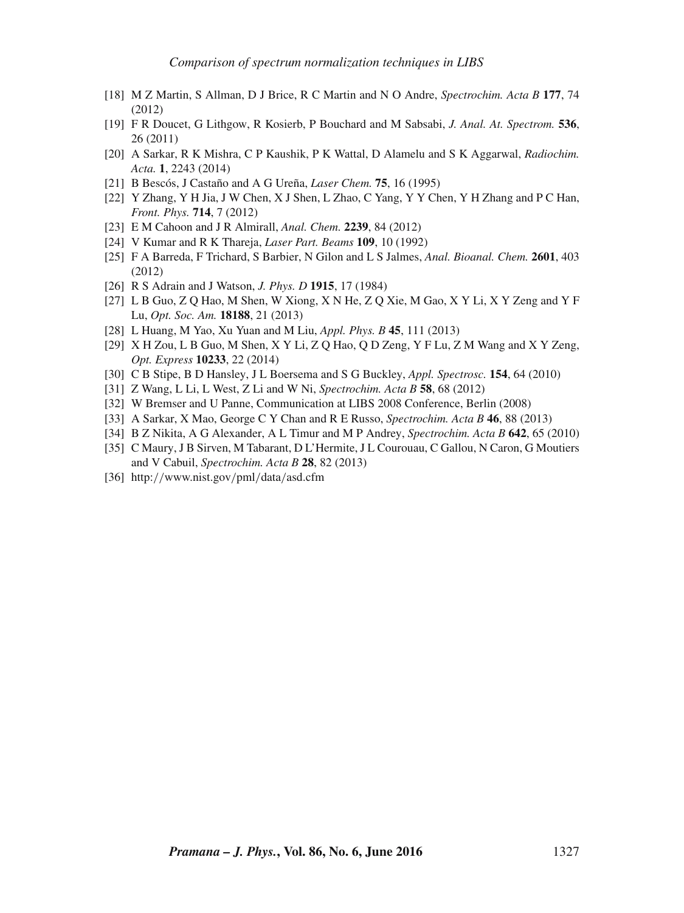[18] M Z Martin, S Allman, D J Brice, R C Martin and N O Andre, *Spectrochim. Acta B* **177**, 74 (2012)

[19] F R Doucet, G Lithgow, R Kosierb, P Bouchard and M Sabsabi, *J. Anal. At. Spectrom.* **536**, 26 (2011)

[20] A Sarkar, R K Mishra, C P Kaushik, P K Wattal, D Alamelu and S K Aggarwal, *Radiochim. Acta.* **1**, 2243 (2014)

[21] B Bescós, J Castaño and A G Ureña, *Laser Chem.* **75**, 16 (1995)

[22] Y Zhang, Y H Jia, J W Chen, X J Shen, L Zhao, C Yang, Y Y Chen, Y H Zhang and P C Han, *Front. Phys.* **714**, 7 (2012)

[23] E M Cahoon and J R Almirall, *Anal. Chem.* **2239**, 84 (2012)

[24] V Kumar and R K Thareja, *Laser Part. Beams* **109**, 10 (1992)

[25] F A Barreda, F Trichard, S Barbier, N Gilon and L S Jalmes, *Anal. Bioanal. Chem.* **2601**, 403 (2012)

[26] R S Adrain and J Watson, *J. Phys. D* **1915**, 17 (1984)

[27] L B Guo, Z Q Hao, M Shen, W Xiong, X N He, Z Q Xie, M Gao, X Y Li, X Y Zeng and Y F Lu, *Opt. Soc. Am.* **18188**, 21 (2013)

[28] L Huang, M Yao, Xu Yuan and M Liu, *Appl. Phys. B* **45**, 111 (2013)

[29] X H Zou, L B Guo, M Shen, X Y Li, Z Q Hao, Q D Zeng, Y F Lu, Z M Wang and X Y Zeng, *Opt. Express* **10233**, 22 (2014)

[30] C B Stipe, B D Hansley, J L Boersema and S G Buckley, *Appl. Spectrosc.* **154**, 64 (2010)

[31] Z Wang, L Li, L West, Z Li and W Ni, *Spectrochim. Acta B* **58**, 68 (2012)

[32] W Bremser and U Panne, Communication at LIBS 2008 Conference, Berlin (2008)

[33] A Sarkar, X Mao, George C Y Chan and R E Russo, *Spectrochim. Acta B* **46**, 88 (2013)

[34] B Z Nikita, A G Alexander, A L Timur and M P Andrey, *Spectrochim. Acta B* **642**, 65 (2010)

[35] C Maury, J B Sirven, M Tabarant, D L'Hermite, J L Courouau, C Gallou, N Caron, G Moutiers and V Cabuil, *Spectrochim. Acta B* **28**, 82 (2013)

[36] http://www.nist.gov/pml/data/asd.cfm